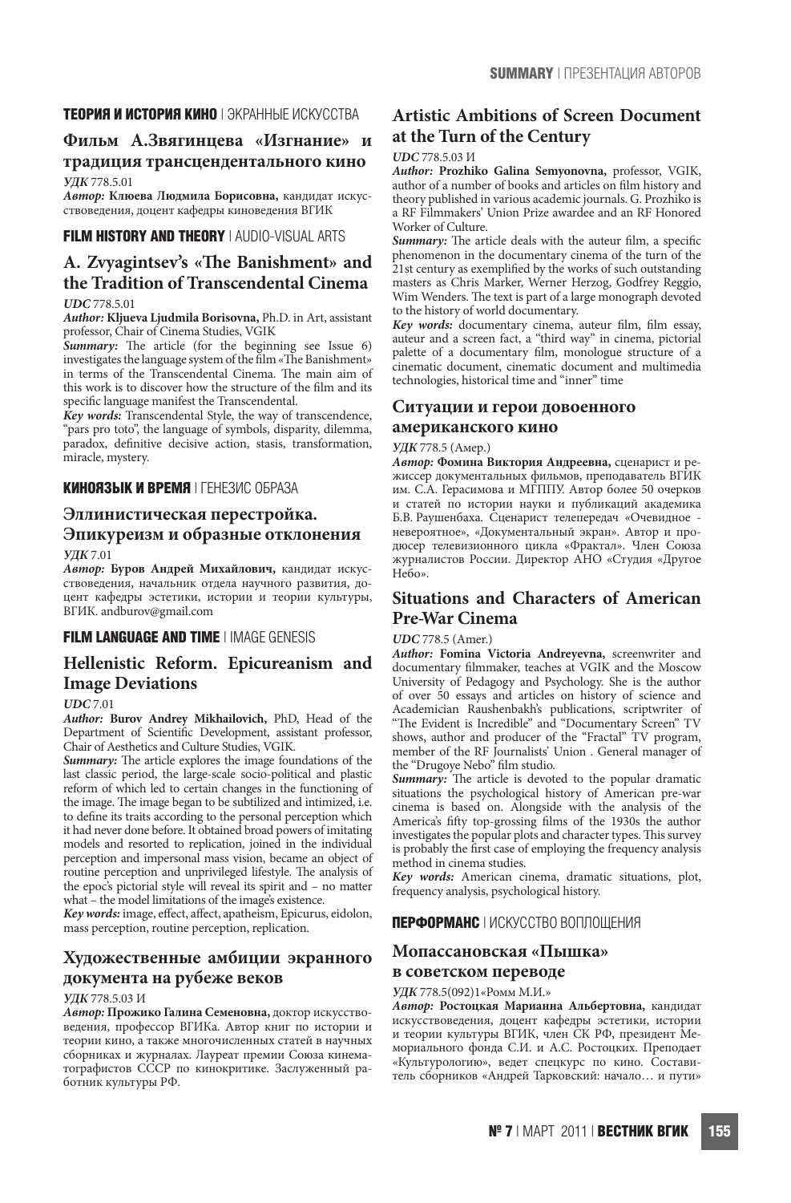**ТЕОРИЯ И ИСТОРИЯ КИНО** | ЭКРАННЫЕ ИСКУССТВА

## Фильм А.Звягинцева «Изгнание» и традиция трансцендентального кино

***УДК*** 778.5.01

***Автор:*** **Клюева Людмила Борисовна,** кандидат искусствоведения, доцент кафедры киноведения ВГИК

**FILM HISTORY AND THEORY** | AUDIO-VISUAL ARTS

## A. Zvyagintsev's «The Banishment» and the Tradition of Transcendental Cinema

***UDC*** 778.5.01

***Author:*** **Kljueva Ljudmila Borisovna,** Ph.D. in Art, assistant professor, Chair of Cinema Studies, VGIK

***Summary:*** The article (for the beginning see Issue 6) investigates the language system of the film «The Banishment» in terms of the Transcendental Cinema. The main aim of this work is to discover how the structure of the film and its specific language manifest the Transcendental.

***Key words:*** Transcendental Style, the way of transcendence, "pars pro toto", the language of symbols, disparity, dilemma, paradox, definitive decisive action, stasis, transformation, miracle, mystery.

**КИНОЯЗЫК И ВРЕМЯ** | ГЕНЕЗИС ОБРАЗА

## Эллинистическая перестройка. Эпикуреизм и образные отклонения

***УДК*** 7.01

***Автор:*** **Буров Андрей Михайлович,** кандидат искусствоведения, начальник отдела научного развития, доцент кафедры эстетики, истории и теории культуры, ВГИК. andburov@gmail.com

**FILM LANGUAGE AND TIME** | IMAGE GENESIS

## Hellenistic Reform. Epicureanism and Image Deviations

***UDC*** 7.01

***Author:*** **Burov Andrey Mikhailovich,** PhD, Head of the Department of Scientific Development, assistant professor, Chair of Aesthetics and Culture Studies, VGIK.

***Summary:*** The article explores the image foundations of the last classic period, the large-scale socio-political and plastic reform of which led to certain changes in the functioning of the image. The image began to be subtilized and intimized, i.e. to define its traits according to the personal perception which it had never done before. It obtained broad powers of imitating models and resorted to replication, joined in the individual perception and impersonal mass vision, became an object of routine perception and unprivileged lifestyle. The analysis of the epoc's pictorial style will reveal its spirit and – no matter what – the model limitations of the image's existence.

***Key words:*** image, effect, affect, apatheism, Epicurus, eidolon, mass perception, routine perception, replication.

## Художественные амбиции экранного документа на рубеже веков

***УДК*** 778.5.03 И

***Автор:*** **Прожико Галина Семеновна,** доктор искусствоведения, профессор ВГИКа. Автор книг по истории и теории кино, а также многочисленных статей в научных сборниках и журналах. Лауреат премии Союза кинематографистов СССР по кинокритике. Заслуженный работник культуры РФ.

## Artistic Ambitions of Screen Document at the Turn of the Century

***UDC*** 778.5.03 И

***Author:*** **Prozhiko Galina Semyonovna,** professor, VGIK, author of a number of books and articles on film history and theory published in various academic journals. G. Prozhiko is a RF Filmmakers' Union Prize awardee and an RF Honored Worker of Culture.

***Summary:*** The article deals with the auteur film, a specific phenomenon in the documentary cinema of the turn of the 21st century as exemplified by the works of such outstanding masters as Chris Marker, Werner Herzog, Godfrey Reggio, Wim Wenders. The text is part of a large monograph devoted to the history of world documentary.

***Key words:*** documentary cinema, auteur film, film essay, auteur and a screen fact, a "third way" in cinema, pictorial palette of a documentary film, monologue structure of a cinematic document, cinematic document and multimedia technologies, historical time and "inner" time

## Ситуации и герои довоенного американского кино

***УДК*** 778.5 (Амер.)

***Автор:*** **Фомина Виктория Андреевна,** сценарист и режиссер документальных фильмов, преподаватель ВГИК им. С.А. Герасимова и МГППУ. Автор более 50 очерков и статей по истории науки и публикаций академика Б.В. Раушенбаха. Сценарист телепередач «Очевидное - невероятное», «Документальный экран». Автор и продюсер телевизионного цикла «Фрактал». Член Союза журналистов России. Директор АНО «Студия «Другое Небо».

## Situations and Characters of American Pre-War Cinema

***UDC*** 778.5 (Amer.)

***Author:*** **Fomina Victoria Andreyevna,** screenwriter and documentary filmmaker, teaches at VGIK and the Moscow University of Pedagogy and Psychology. She is the author of over 50 essays and articles on history of science and Academician Raushenbakh's publications, scriptwriter of "The Evident is Incredible" and "Documentary Screen" TV shows, author and producer of the "Fractal" TV program, member of the RF Journalists' Union . General manager of the "Drugoye Nebo" film studio.

***Summary:*** The article is devoted to the popular dramatic situations the psychological history of American pre-war cinema is based on. Alongside with the analysis of the America's fifty top-grossing films of the 1930s the author investigates the popular plots and character types. This survey is probably the first case of employing the frequency analysis method in cinema studies.

***Key words:*** American cinema, dramatic situations, plot, frequency analysis, psychological history.

**ПЕРФОРМАНС** | ИСКУССТВО ВОПЛОЩЕНИЯ

## Мопассановская «Пышка» в советском переводе

***УДК*** 778.5(092)1«Ромм М.И.»

***Автор:*** **Ростоцкая Марианна Альбертовна,** кандидат искусствоведения, доцент кафедры эстетики, истории и теории культуры ВГИК, член СК РФ, президент Мемориального фонда С.И. и А.С. Ростоцких. Преподает «Культурологию», ведет спецкурс по кино. Составитель сборников «Андрей Тарковский: начало… и пути»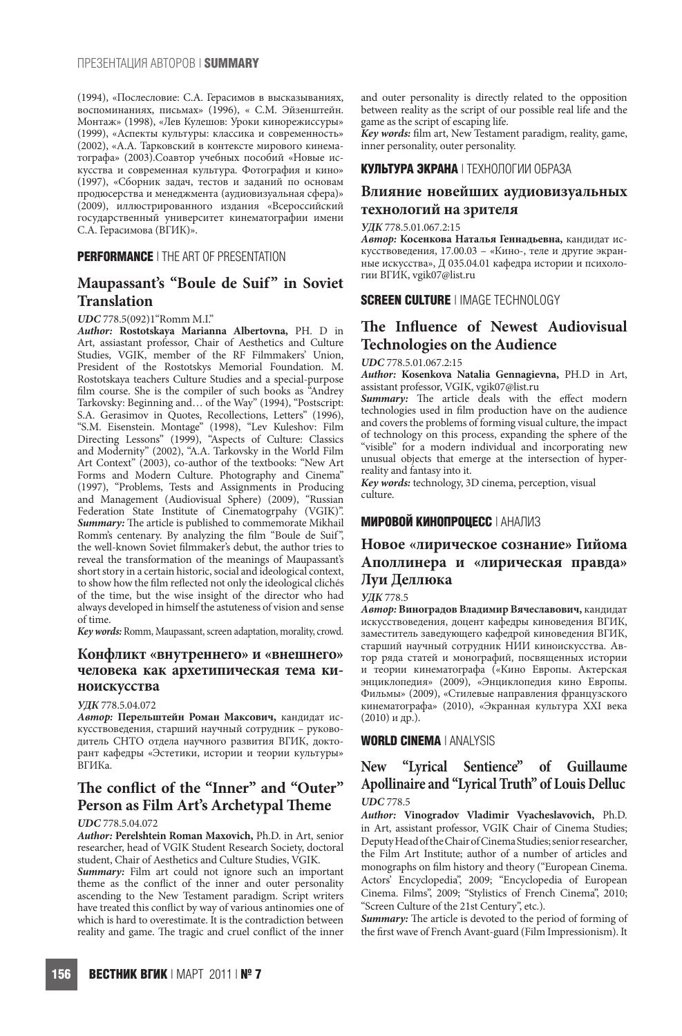(1994), «Послесловие: С.А. Герасимов в высказываниях, воспоминаниях, письмах» (1996), « С.М. Эйзенштейн. Монтаж» (1998), «Лев Кулешов: Уроки кинорежиссуры» (1999), «Аспекты культуры: классика и современность» (2002), «А.А. Тарковский в контексте мирового кинематографа» (2003).Соавтор учебных пособий «Новые искусства и современная культура. Фотография и кино» (1997), «Сборник задач, тестов и заданий по основам продюсерства и менеджмента (аудиовизуальная сфера)» (2009), иллюстрированного издания «Всероссийский государственный университет кинематографии имени С.А. Герасимова (ВГИК)».

**PERFORMANCE** | THE ART OF PRESENTATION

## Maupassant's "Boule de Suif" in Soviet Translation

***UDC*** 778.5(092)1"Romm M.I."

***Author:*** **Rostotskaya Marianna Albertovna,** PH. D in Art, assistant professor, Chair of Aesthetics and Culture Studies, VGIK, member of the RF Filmmakers' Union, President of the Rostotskys Memorial Foundation. M. Rostotskaya teachers Culture Studies and a special-purpose film course. She is the compiler of such books as "Andrey Tarkovsky: Beginning and… of the Way" (1994), "Postscript: S.A. Gerasimov in Quotes, Recollections, Letters" (1996), "S.M. Eisenstein. Montage" (1998), "Lev Kuleshov: Film Directing Lessons" (1999), "Aspects of Culture: Classics and Modernity" (2002), "A.A. Tarkovsky in the World Film Art Context" (2003), co-author of the textbooks: "New Art Forms and Modern Culture. Photography and Cinema" (1997), "Problems, Tests and Assignments in Producing and Management (Audiovisual Sphere) (2009), "Russian Federation State Institute of Cinematogrpahy (VGIK)".

***Summary:*** The article is published to commemorate Mikhail Romm's centenary. By analyzing the film "Boule de Suif", the well-known Soviet filmmaker's debut, the author tries to reveal the transformation of the meanings of Maupassant's short story in a certain historic, social and ideological context, to show how the film reflected not only the ideological clichés of the time, but the wise insight of the director who had always developed in himself the astuteness of vision and sense of time.

***Key words:*** Romm, Maupassant, screen adaptation, morality, crowd.

## Конфликт «внутреннего» и «внешнего» человека как архетипическая тема киноискусства

***УДК*** 778.5.04.072

***Автор:*** **Перельштейн Роман Максович,** кандидат искусствоведения, старший научный сотрудник – руководитель СНТО отдела научного развития ВГИК, докторант кафедры «Эстетики, истории и теории культуры» ВГИКа.

## The conflict of the "Inner" and "Outer" Person as Film Art's Archetypal Theme

***UDC*** 778.5.04.072

***Author:*** **Perelshtein Roman Maxovich,** Ph.D. in Art, senior researcher, head of VGIK Student Research Society, doctoral student, Chair of Aesthetics and Culture Studies, VGIK.

***Summary:*** Film art could not ignore such an important theme as the conflict of the inner and outer personality ascending to the New Testament paradigm. Script writers have treated this conflict by way of various antinomies one of which is hard to overestimate. It is the contradiction between reality and game. The tragic and cruel conflict of the inner and outer personality is directly related to the opposition between reality as the script of our possible real life and the game as the script of escaping life.

***Key words:*** film art, New Testament paradigm, reality, game, inner personality, outer personality.

**КУЛЬТУРА ЭКРАНА** | ТЕХНОЛОГИИ ОБРАЗА

## Влияние новейших аудиовизуальных технологий на зрителя

***УДК*** 778.5.01.067.2:15

***Автор:*** **Косенкова Наталья Геннадьевна,** кандидат искусствоведения, 17.00.03 – «Кино-, теле и другие экранные искусства», Д 035.04.01 кафедра истории и психологии ВГИК, vgik07@list.ru

**SCREEN CULTURE** | IMAGE TECHNOLOGY

## The Influence of Newest Audiovisual Technologies on the Audience

***UDC*** 778.5.01.067.2:15

***Author:*** **Kosenkova Natalia Gennagievna,** PH.D in Art, assistant professor, VGIK, vgik07@list.ru

***Summary:*** The article deals with the effect modern technologies used in film production have on the audience and covers the problems of forming visual culture, the impact of technology on this process, expanding the sphere of the "visible" for a modern individual and incorporating new unusual objects that emerge at the intersection of hyperreality and fantasy into it.

***Key words:*** technology, 3D cinema, perception, visual culture.

**МИРОВОЙ КИНОПРОЦЕСС** | АНАЛИЗ

## Новое «лирическое сознание» Гийома Аполлинера и «лирическая правда» Луи Деллюка

***УДК*** 778.5

***Автор:*** **Виноградов Владимир Вячеславович,** кандидат искусствоведения, доцент кафедры киноведения ВГИК, заместитель заведующего кафедрой киноведения ВГИК, старший научный сотрудник НИИ киноискусства. Автор ряда статей и монографий, посвященных истории и теории кинематографа («Кино Европы. Актерская энциклопедия» (2009), «Энциклопедия кино Европы. Фильмы» (2009), «Стилевые направления французского кинематографа» (2010), «Экранная культура XXI века (2010) и др.).

**WORLD CINEMA** | ANALYSIS

## New "Lyrical Sentience" of Guillaume Apollinaire and "Lyrical Truth" of Louis Delluc

***UDC*** 778.5

***Author:*** **Vinogradov Vladimir Vyacheslavovich,** Ph.D. in Art, assistant professor, VGIK Chair of Cinema Studies; Deputy Head of the Chair of Cinema Studies; senior researcher, the Film Art Institute; author of a number of articles and monographs on film history and theory ("European Cinema. Actors' Encyclopedia", 2009; "Encyclopedia of European Cinema. Films", 2009; "Stylistics of French Cinema", 2010; "Screen Culture of the 21st Century", etc.).

***Summary:*** The article is devoted to the period of forming of the first wave of French Avant-guard (Film Impressionism). It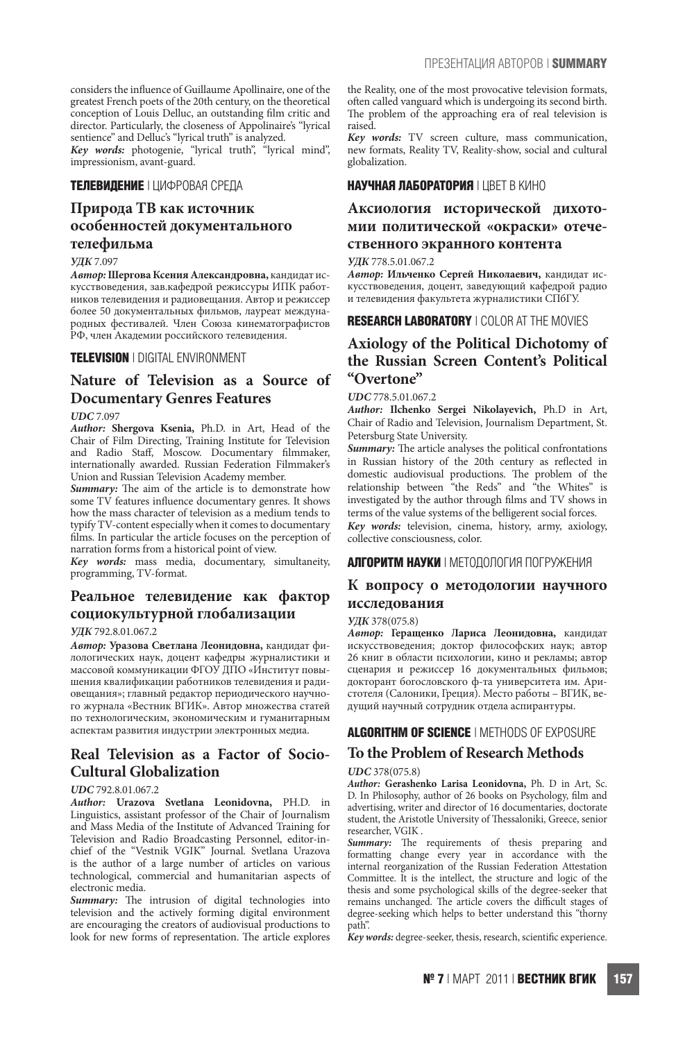considers the influence of Guillaume Apollinaire, one of the greatest French poets of the 20th century, on the theoretical conception of Louis Delluc, an outstanding film critic and director. Particularly, the closeness of Appolinaire's "lyrical sentience" and Delluc's "lyrical truth" is analyzed.

***Key words:*** photogenie, "lyrical truth", "lyrical mind", impressionism, avant-guard.

**ТЕЛЕВИДЕНИЕ** | ЦИФРОВАЯ СРЕДА

## Природа ТВ как источник особенностей документального телефильма

***УДК*** 7.097

***Автор:*** **Шергова Ксения Александровна,** кандидат искусствоведения, зав.кафедрой режиссуры ИПК работников телевидения и радиовещания. Автор и режиссер более 50 документальных фильмов, лауреат международных фестивалей. Член Союза кинематографистов РФ, член Академии российского телевидения.

**TELEVISION** | DIGITAL ENVIRONMENT

## Nature of Television as a Source of Documentary Genres Features

***UDC*** 7.097

***Author:*** **Shergova Ksenia,** Ph.D. in Art, Head of the Chair of Film Directing, Training Institute for Television and Radio Staff, Moscow. Documentary filmmaker, internationally awarded. Russian Federation Filmmaker's Union and Russian Television Academy member.

***Summary:*** The aim of the article is to demonstrate how some TV features influence documentary genres. It shows how the mass character of television as a medium tends to typify TV-content especially when it comes to documentary films. In particular the article focuses on the perception of narration forms from a historical point of view.

***Key words:*** mass media, documentary, simultaneity, programming, TV-format.

## Реальное телевидение как фактор социокультурной глобализации

***УДК*** 792.8.01.067.2

***Автор:*** **Уразова Светлана Леонидовна,** кандидат филологических наук, доцент кафедры журналистики и массовой коммуникации ФГОУ ДПО «Институт повышения квалификации работников телевидения и радиовещания»; главный редактор периодического научного журнала «Вестник ВГИК». Автор множества статей по технологическим, экономическим и гуманитарным аспектам развития индустрии электронных медиа.

## Real Television as a Factor of Socio-Cultural Globalization

***UDC*** 792.8.01.067.2

***Author:*** **Urazova Svetlana Leonidovna,** PH.D. in Linguistics, assistant professor of the Chair of Journalism and Mass Media of the Institute of Advanced Training for Television and Radio Broadcasting Personnel, editor-in-chief of the "Vestnik VGIK" Journal. Svetlana Urazova is the author of a large number of articles on various technological, commercial and humanitarian aspects of electronic media.

***Summary:*** The intrusion of digital technologies into television and the actively forming digital environment are encouraging the creators of audiovisual productions to look for new forms of representation. The article explores the Reality, one of the most provocative television formats, often called vanguard which is undergoing its second birth. The problem of the approaching era of real television is raised.

***Key words:*** TV screen culture, mass communication, new formats, Reality TV, Reality-show, social and cultural globalization.

**НАУЧНАЯ ЛАБОРАТОРИЯ** | ЦВЕТ В КИНО

## Аксиология исторической дихотомии политической «окраски» отечественного экранного контента

***УДК*** 778.5.01.067.2

***Автор:*** **Ильченко Сергей Николаевич,** кандидат искусствоведения, доцент, заведующий кафедрой радио и телевидения факультета журналистики СПбГУ.

**RESEARCH LABORATORY** | COLOR AT THE MOVIES

## Axiology of the Political Dichotomy of the Russian Screen Content's Political "Overtone"

***UDC*** 778.5.01.067.2

***Author:*** **Ilchenko Sergei Nikolayevich,** Ph.D in Art, Chair of Radio and Television, Journalism Department, St. Petersburg State University.

***Summary:*** The article analyses the political confrontations in Russian history of the 20th century as reflected in domestic audiovisual productions. The problem of the relationship between "the Reds" and "the Whites" is investigated by the author through films and TV shows in terms of the value systems of the belligerent social forces.

***Key words:*** television, cinema, history, army, axiology, collective consciousness, color.

**АЛГОРИТМ НАУКИ** | МЕТОДОЛОГИЯ ПОГРУЖЕНИЯ

## К вопросу о методологии научного исследования

***УДК*** 378(075.8)

***Автор:*** **Геращенко Лариса Леонидовна,** кандидат искусствоведения; доктор философских наук; автор 26 книг в области психологии, кино и рекламы; автор сценария и режиссер 16 документальных фильмов; докторант богословского ф-та университета им. Аристотеля (Салоники, Греция). Место работы – ВГИК, ведущий научный сотрудник отдела аспирантуры.

**ALGORITHM OF SCIENCE** | METHODS OF EXPOSURE

## To the Problem of Research Methods

***UDC*** 378(075.8)

***Author:*** **Gerashenko Larisa Leonidovna,** Ph. D in Art, Sc. D. In Philosophy, author of 26 books on Psychology, film and advertising, writer and director of 16 documentaries, doctorate student, the Aristotle University of Thessaloniki, Greece, senior researcher, VGIK .

***Summary:*** The requirements of thesis preparing and formatting change every year in accordance with the internal reorganization of the Russian Federation Attestation Committee. It is the intellect, the structure and logic of the thesis and some psychological skills of the degree-seeker that remains unchanged. The article covers the difficult stages of degree-seeking which helps to better understand this "thorny path".

***Key words:*** degree-seeker, thesis, research, scientific experience.